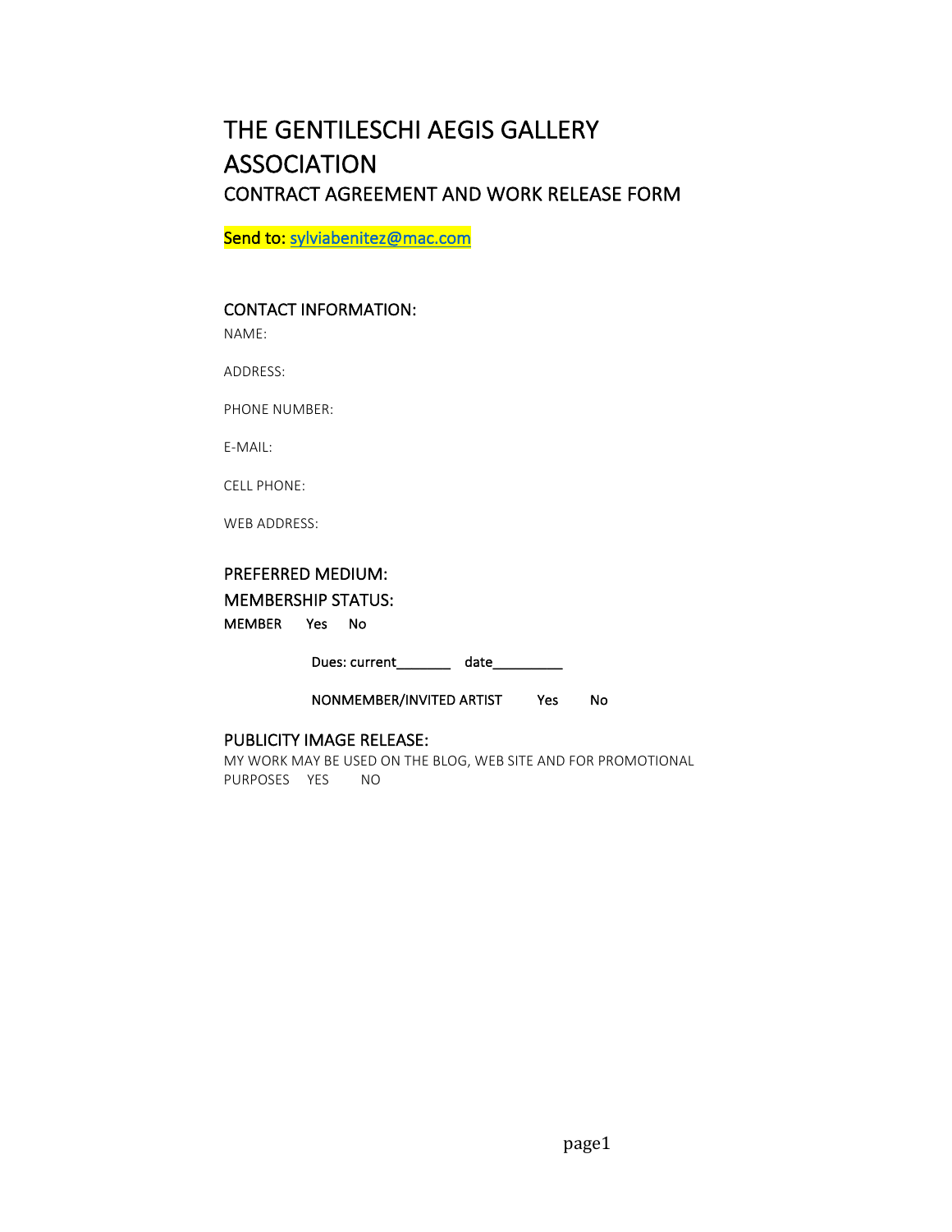# THE GENTILESCHI AEGIS GALLERY ASSOCIATION

## CONTRACT AGREEMENT AND WORK RELEASE FORM

Send to: sylviabenitez@mac.com

### CONTACT INFORMATION:

NAME:

ADDRESS:

PHONE NUMBER:

E-MAIL:

CELL PHONE:

WEB ADDRESS:

### PREFERRED MEDIUM:

### MEMBERSHIP STATUS:

MEMBER Yes No

Dues: current_______ date_________

NONMEMBER/INVITED ARTIST Yes No

### PUBLICITY IMAGE RELEASE:

MY WORK MAY BE USED ON THE BLOG, WEB SITE AND FOR PROMOTIONAL PURPOSES YES NO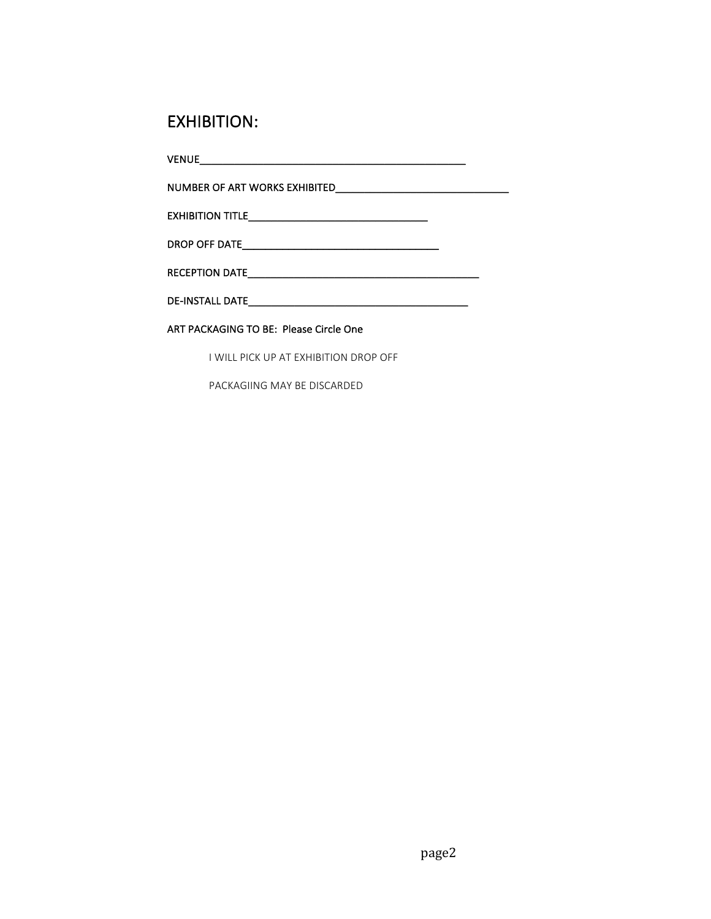# EXHIBITION:

VENUE_______________________________________________

NUMBER OF ART WORKS EXHIBITED________________________________

EXHIBITION TITLE________________________________

DROP OFF DATE____________________________________

RECEPTION DATE__________________________________________

DE-INSTALL DATE________________________________________

ART PACKAGING TO BE: Please Circle One

I WILL PICK UP AT EXHIBITION DROP OFF

PACKAGIING MAY BE DISCARDED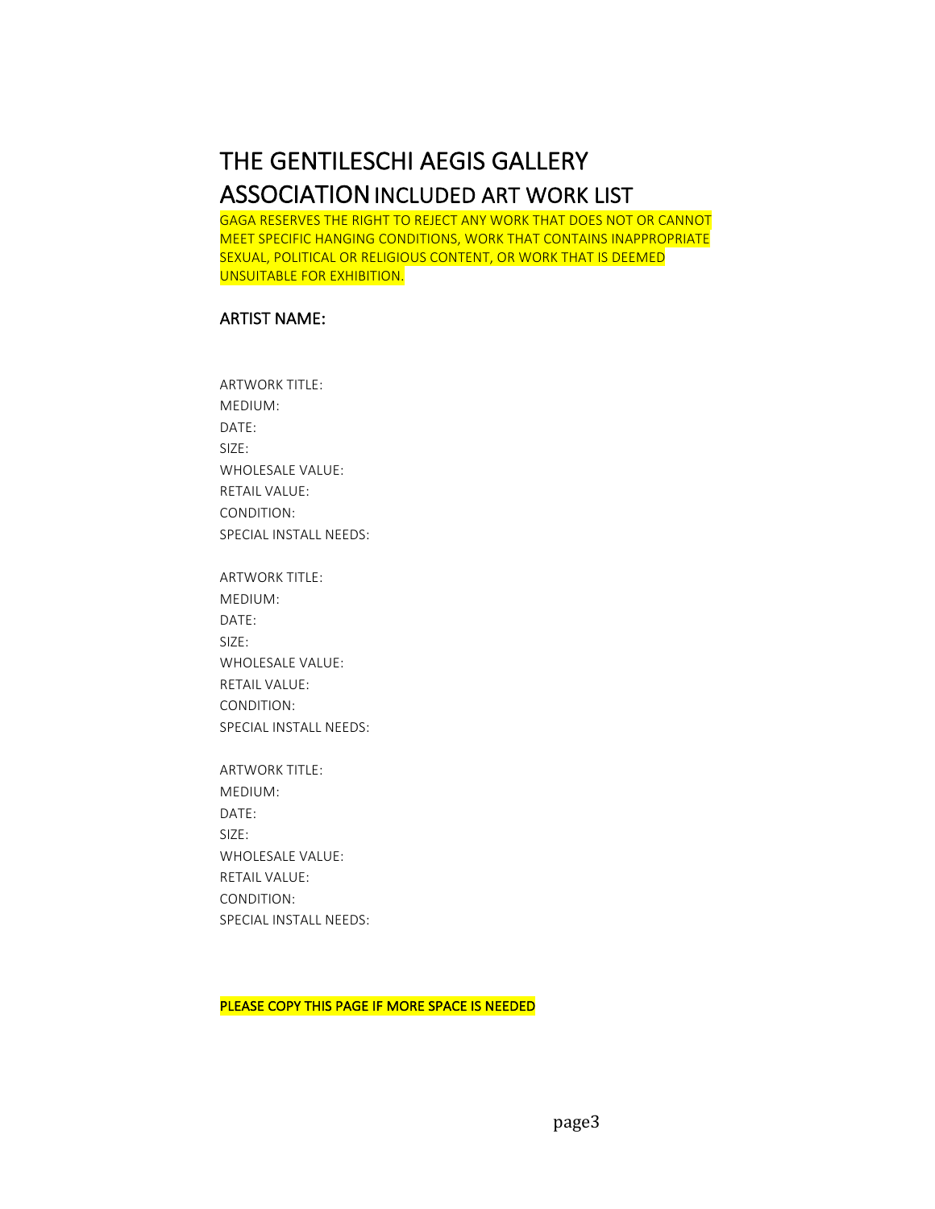# THE GENTILESCHI AEGIS GALLERY ASSOCIATION INCLUDED ART WORK LIST

GAGA RESERVES THE RIGHT TO REJECT ANY WORK THAT DOES NOT OR CANNOT MEET SPECIFIC HANGING CONDITIONS, WORK THAT CONTAINS INAPPROPRIATE SEXUAL, POLITICAL OR RELIGIOUS CONTENT, OR WORK THAT IS DEEMED UNSUITABLE FOR EXHIBITION.

## ARTIST NAME:

ARTWORK TITLE:
MEDIUM:
DATE:
SIZE:
WHOLESALE VALUE:
RETAIL VALUE:
CONDITION:
SPECIAL INSTALL NEEDS:

ARTWORK TITLE:
MEDIUM:
DATE:
SIZE:
WHOLESALE VALUE:
RETAIL VALUE:
CONDITION:
SPECIAL INSTALL NEEDS:

ARTWORK TITLE:
MEDIUM:
DATE:
SIZE:
WHOLESALE VALUE:
RETAIL VALUE:
CONDITION:
SPECIAL INSTALL NEEDS:

PLEASE COPY THIS PAGE IF MORE SPACE IS NEEDED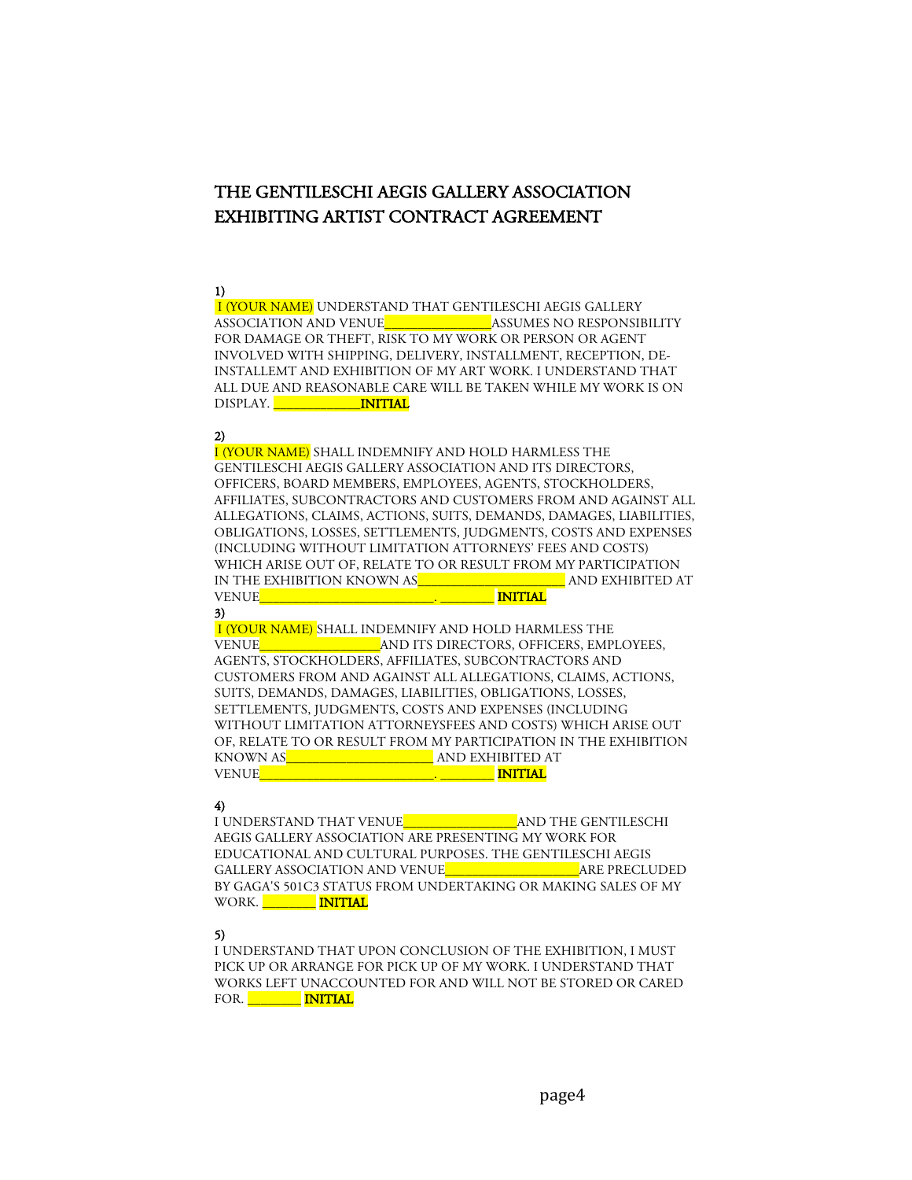# THE GENTILESCHI AEGIS GALLERY ASSOCIATION EXHIBITING ARTIST CONTRACT AGREEMENT

1)
I (YOUR NAME) UNDERSTAND THAT GENTILESCHI AEGIS GALLERY ASSOCIATION AND VENUE________________ASSUMES NO RESPONSIBILITY FOR DAMAGE OR THEFT, RISK TO MY WORK OR PERSON OR AGENT INVOLVED WITH SHIPPING, DELIVERY, INSTALLMENT, RECEPTION, DE-INSTALLEMT AND EXHIBITION OF MY ART WORK. I UNDERSTAND THAT ALL DUE AND REASONABLE CARE WILL BE TAKEN WHILE MY WORK IS ON DISPLAY. _____________INITIAL

2)
I (YOUR NAME) SHALL INDEMNIFY AND HOLD HARMLESS THE GENTILESCHI AEGIS GALLERY ASSOCIATION AND ITS DIRECTORS, OFFICERS, BOARD MEMBERS, EMPLOYEES, AGENTS, STOCKHOLDERS, AFFILIATES, SUBCONTRACTORS AND CUSTOMERS FROM AND AGAINST ALL ALLEGATIONS, CLAIMS, ACTIONS, SUITS, DEMANDS, DAMAGES, LIABILITIES, OBLIGATIONS, LOSSES, SETTLEMENTS, JUDGMENTS, COSTS AND EXPENSES (INCLUDING WITHOUT LIMITATION ATTORNEYS' FEES AND COSTS) WHICH ARISE OUT OF, RELATE TO OR RESULT FROM MY PARTICIPATION IN THE EXHIBITION KNOWN AS______________________ AND EXHIBITED AT VENUE__________________________. ________ INITIAL

3)
I (YOUR NAME) SHALL INDEMNIFY AND HOLD HARMLESS THE VENUE__________________AND ITS DIRECTORS, OFFICERS, EMPLOYEES, AGENTS, STOCKHOLDERS, AFFILIATES, SUBCONTRACTORS AND CUSTOMERS FROM AND AGAINST ALL ALLEGATIONS, CLAIMS, ACTIONS, SUITS, DEMANDS, DAMAGES, LIABILITIES, OBLIGATIONS, LOSSES, SETTLEMENTS, JUDGMENTS, COSTS AND EXPENSES (INCLUDING WITHOUT LIMITATION ATTORNEYSFEES AND COSTS) WHICH ARISE OUT OF, RELATE TO OR RESULT FROM MY PARTICIPATION IN THE EXHIBITION KNOWN AS______________________ AND EXHIBITED AT VENUE__________________________. ________ INITIAL

4)
I UNDERSTAND THAT VENUE_________________AND THE GENTILESCHI AEGIS GALLERY ASSOCIATION ARE PRESENTING MY WORK FOR EDUCATIONAL AND CULTURAL PURPOSES. THE GENTILESCHI AEGIS GALLERY ASSOCIATION AND VENUE____________________ARE PRECLUDED BY GAGA'S 501C3 STATUS FROM UNDERTAKING OR MAKING SALES OF MY WORK. ________ INITIAL

5)
I UNDERSTAND THAT UPON CONCLUSION OF THE EXHIBITION, I MUST PICK UP OR ARRANGE FOR PICK UP OF MY WORK. I UNDERSTAND THAT WORKS LEFT UNACCOUNTED FOR AND WILL NOT BE STORED OR CARED FOR. ________ INITIAL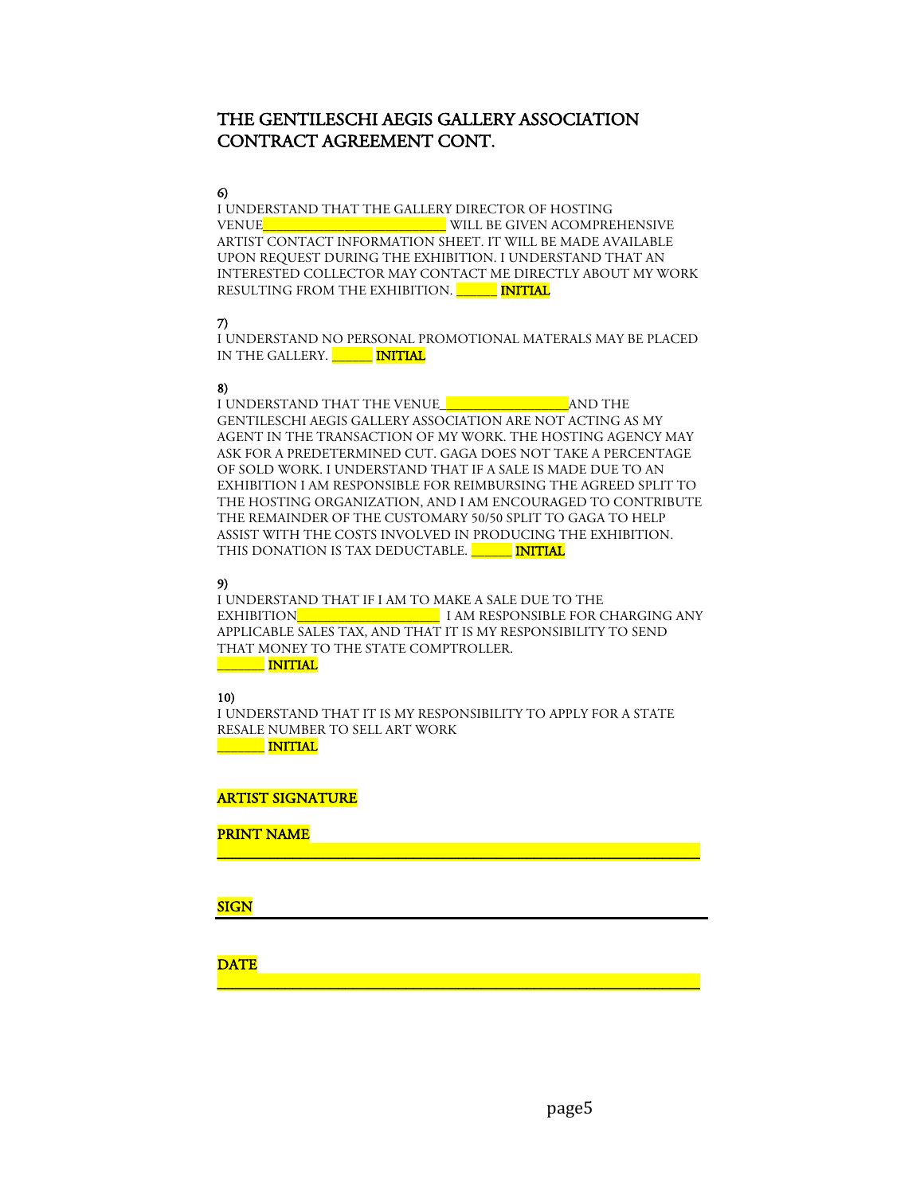# THE GENTILESCHI AEGIS GALLERY ASSOCIATION CONTRACT AGREEMENT CONT.

6)
I UNDERSTAND THAT THE GALLERY DIRECTOR OF HOSTING VENUE__________________________ WILL BE GIVEN ACOMPREHENSIVE ARTIST CONTACT INFORMATION SHEET. IT WILL BE MADE AVAILABLE UPON REQUEST DURING THE EXHIBITION. I UNDERSTAND THAT AN INTERESTED COLLECTOR MAY CONTACT ME DIRECTLY ABOUT MY WORK RESULTING FROM THE EXHIBITION. ______ INITIAL

7)
I UNDERSTAND NO PERSONAL PROMOTIONAL MATERALS MAY BE PLACED IN THE GALLERY. ______ INITIAL

8)
I UNDERSTAND THAT THE VENUE__________________AND THE GENTILESCHI AEGIS GALLERY ASSOCIATION ARE NOT ACTING AS MY AGENT IN THE TRANSACTION OF MY WORK. THE HOSTING AGENCY MAY ASK FOR A PREDETERMINED CUT. GAGA DOES NOT TAKE A PERCENTAGE OF SOLD WORK. I UNDERSTAND THAT IF A SALE IS MADE DUE TO AN EXHIBITION I AM RESPONSIBLE FOR REIMBURSING THE AGREED SPLIT TO THE HOSTING ORGANIZATION, AND I AM ENCOURAGED TO CONTRIBUTE THE REMAINDER OF THE CUSTOMARY 50/50 SPLIT TO GAGA TO HELP ASSIST WITH THE COSTS INVOLVED IN PRODUCING THE EXHIBITION. THIS DONATION IS TAX DEDUCTABLE. ______ INITIAL

9)
I UNDERSTAND THAT IF I AM TO MAKE A SALE DUE TO THE EXHIBITION____________________ I AM RESPONSIBLE FOR CHARGING ANY APPLICABLE SALES TAX, AND THAT IT IS MY RESPONSIBILITY TO SEND THAT MONEY TO THE STATE COMPTROLLER.
_______ INITIAL

10)
I UNDERSTAND THAT IT IS MY RESPONSIBILITY TO APPLY FOR A STATE RESALE NUMBER TO SELL ART WORK
_______ INITIAL

ARTIST SIGNATURE

PRINT NAME ______________________________________________________________

SIGN ______________________________________________________________

DATE ______________________________________________________________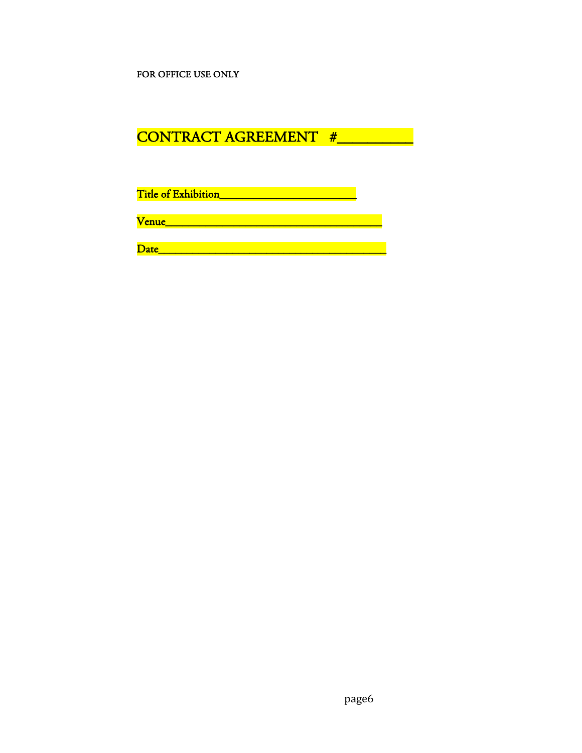FOR OFFICE USE ONLY

# CONTRACT AGREEMENT #__________

Title of Exhibition_______________________

Venue_____________________________________

Date_______________________________________